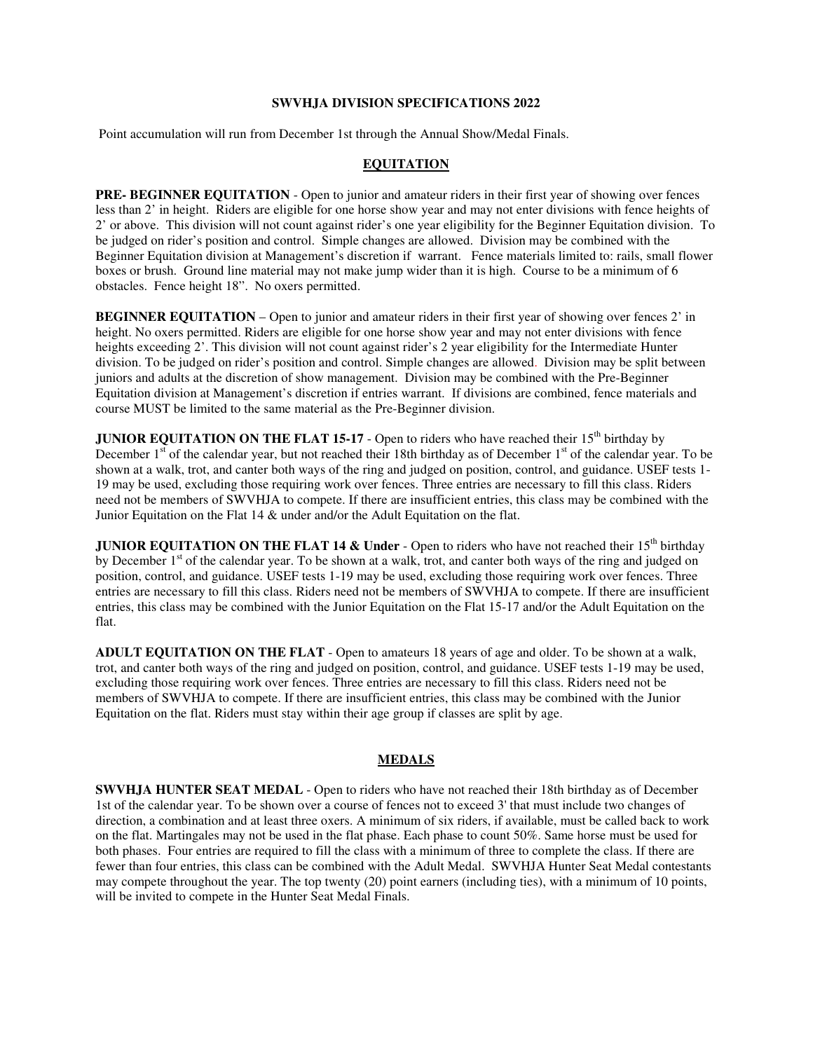**SWVHJA DIVISION SPECIFICATIONS 2022**

Point accumulation will run from December 1st through the Annual Show/Medal Finals.

## EQUITATION

**PRE- BEGINNER EQUITATION** - Open to junior and amateur riders in their first year of showing over fences less than 2' in height. Riders are eligible for one horse show year and may not enter divisions with fence heights of 2' or above. This division will not count against rider's one year eligibility for the Beginner Equitation division. To be judged on rider's position and control. Simple changes are allowed. Division may be combined with the Beginner Equitation division at Management's discretion if warrant. Fence materials limited to: rails, small flower boxes or brush. Ground line material may not make jump wider than it is high. Course to be a minimum of 6 obstacles. Fence height 18". No oxers permitted.

**BEGINNER EQUITATION** – Open to junior and amateur riders in their first year of showing over fences 2' in height. No oxers permitted. Riders are eligible for one horse show year and may not enter divisions with fence heights exceeding 2'. This division will not count against rider's 2 year eligibility for the Intermediate Hunter division. To be judged on rider's position and control. Simple changes are allowed. Division may be split between juniors and adults at the discretion of show management. Division may be combined with the Pre-Beginner Equitation division at Management's discretion if entries warrant. If divisions are combined, fence materials and course MUST be limited to the same material as the Pre-Beginner division.

**JUNIOR EQUITATION ON THE FLAT 15-17** - Open to riders who have reached their 15th birthday by December 1st of the calendar year, but not reached their 18th birthday as of December 1st of the calendar year. To be shown at a walk, trot, and canter both ways of the ring and judged on position, control, and guidance. USEF tests 1-19 may be used, excluding those requiring work over fences. Three entries are necessary to fill this class. Riders need not be members of SWVHJA to compete. If there are insufficient entries, this class may be combined with the Junior Equitation on the Flat 14 & under and/or the Adult Equitation on the flat.

**JUNIOR EQUITATION ON THE FLAT 14 & Under** - Open to riders who have not reached their 15th birthday by December 1st of the calendar year. To be shown at a walk, trot, and canter both ways of the ring and judged on position, control, and guidance. USEF tests 1-19 may be used, excluding those requiring work over fences. Three entries are necessary to fill this class. Riders need not be members of SWVHJA to compete. If there are insufficient entries, this class may be combined with the Junior Equitation on the Flat 15-17 and/or the Adult Equitation on the flat.

**ADULT EQUITATION ON THE FLAT** - Open to amateurs 18 years of age and older. To be shown at a walk, trot, and canter both ways of the ring and judged on position, control, and guidance. USEF tests 1-19 may be used, excluding those requiring work over fences. Three entries are necessary to fill this class. Riders need not be members of SWVHJA to compete. If there are insufficient entries, this class may be combined with the Junior Equitation on the flat. Riders must stay within their age group if classes are split by age.

## MEDALS

**SWVHJA HUNTER SEAT MEDAL** - Open to riders who have not reached their 18th birthday as of December 1st of the calendar year. To be shown over a course of fences not to exceed 3' that must include two changes of direction, a combination and at least three oxers. A minimum of six riders, if available, must be called back to work on the flat. Martingales may not be used in the flat phase. Each phase to count 50%. Same horse must be used for both phases. Four entries are required to fill the class with a minimum of three to complete the class. If there are fewer than four entries, this class can be combined with the Adult Medal. SWVHJA Hunter Seat Medal contestants may compete throughout the year. The top twenty (20) point earners (including ties), with a minimum of 10 points, will be invited to compete in the Hunter Seat Medal Finals.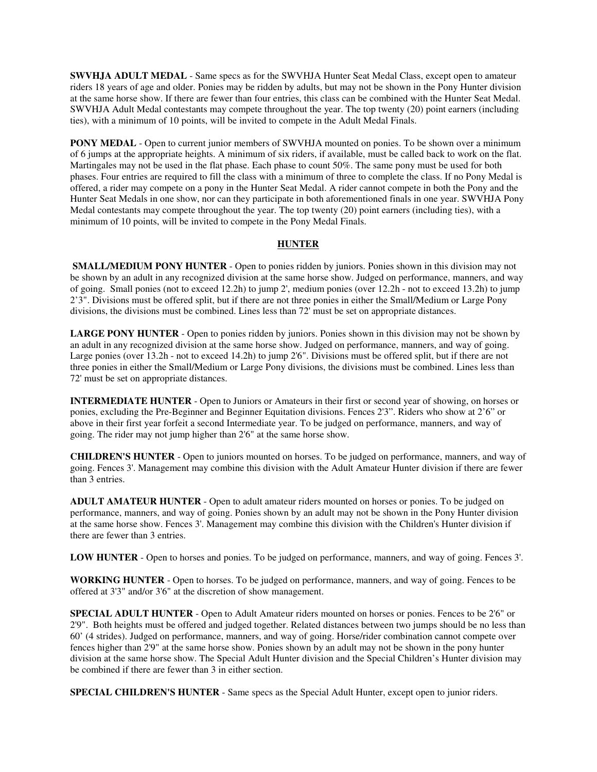**SWVHJA ADULT MEDAL** - Same specs as for the SWVHJA Hunter Seat Medal Class, except open to amateur riders 18 years of age and older. Ponies may be ridden by adults, but may not be shown in the Pony Hunter division at the same horse show. If there are fewer than four entries, this class can be combined with the Hunter Seat Medal. SWVHJA Adult Medal contestants may compete throughout the year. The top twenty (20) point earners (including ties), with a minimum of 10 points, will be invited to compete in the Adult Medal Finals.

**PONY MEDAL** - Open to current junior members of SWVHJA mounted on ponies. To be shown over a minimum of 6 jumps at the appropriate heights. A minimum of six riders, if available, must be called back to work on the flat. Martingales may not be used in the flat phase. Each phase to count 50%. The same pony must be used for both phases. Four entries are required to fill the class with a minimum of three to complete the class. If no Pony Medal is offered, a rider may compete on a pony in the Hunter Seat Medal. A rider cannot compete in both the Pony and the Hunter Seat Medals in one show, nor can they participate in both aforementioned finals in one year. SWVHJA Pony Medal contestants may compete throughout the year. The top twenty (20) point earners (including ties), with a minimum of 10 points, will be invited to compete in the Pony Medal Finals.

## HUNTER

**SMALL/MEDIUM PONY HUNTER** - Open to ponies ridden by juniors. Ponies shown in this division may not be shown by an adult in any recognized division at the same horse show. Judged on performance, manners, and way of going. Small ponies (not to exceed 12.2h) to jump 2', medium ponies (over 12.2h - not to exceed 13.2h) to jump 2'3". Divisions must be offered split, but if there are not three ponies in either the Small/Medium or Large Pony divisions, the divisions must be combined. Lines less than 72' must be set on appropriate distances.

**LARGE PONY HUNTER** - Open to ponies ridden by juniors. Ponies shown in this division may not be shown by an adult in any recognized division at the same horse show. Judged on performance, manners, and way of going. Large ponies (over 13.2h - not to exceed 14.2h) to jump 2'6". Divisions must be offered split, but if there are not three ponies in either the Small/Medium or Large Pony divisions, the divisions must be combined. Lines less than 72' must be set on appropriate distances.

**INTERMEDIATE HUNTER** - Open to Juniors or Amateurs in their first or second year of showing, on horses or ponies, excluding the Pre-Beginner and Beginner Equitation divisions. Fences 2'3". Riders who show at 2'6" or above in their first year forfeit a second Intermediate year. To be judged on performance, manners, and way of going. The rider may not jump higher than 2'6" at the same horse show.

**CHILDREN'S HUNTER** - Open to juniors mounted on horses. To be judged on performance, manners, and way of going. Fences 3'. Management may combine this division with the Adult Amateur Hunter division if there are fewer than 3 entries.

**ADULT AMATEUR HUNTER** - Open to adult amateur riders mounted on horses or ponies. To be judged on performance, manners, and way of going. Ponies shown by an adult may not be shown in the Pony Hunter division at the same horse show. Fences 3'. Management may combine this division with the Children's Hunter division if there are fewer than 3 entries.

**LOW HUNTER** - Open to horses and ponies. To be judged on performance, manners, and way of going. Fences 3'.

**WORKING HUNTER** - Open to horses. To be judged on performance, manners, and way of going. Fences to be offered at 3'3" and/or 3'6" at the discretion of show management.

**SPECIAL ADULT HUNTER** - Open to Adult Amateur riders mounted on horses or ponies. Fences to be 2'6" or 2'9". Both heights must be offered and judged together. Related distances between two jumps should be no less than 60' (4 strides). Judged on performance, manners, and way of going. Horse/rider combination cannot compete over fences higher than 2'9" at the same horse show. Ponies shown by an adult may not be shown in the pony hunter division at the same horse show. The Special Adult Hunter division and the Special Children's Hunter division may be combined if there are fewer than 3 in either section.

**SPECIAL CHILDREN'S HUNTER** - Same specs as the Special Adult Hunter, except open to junior riders.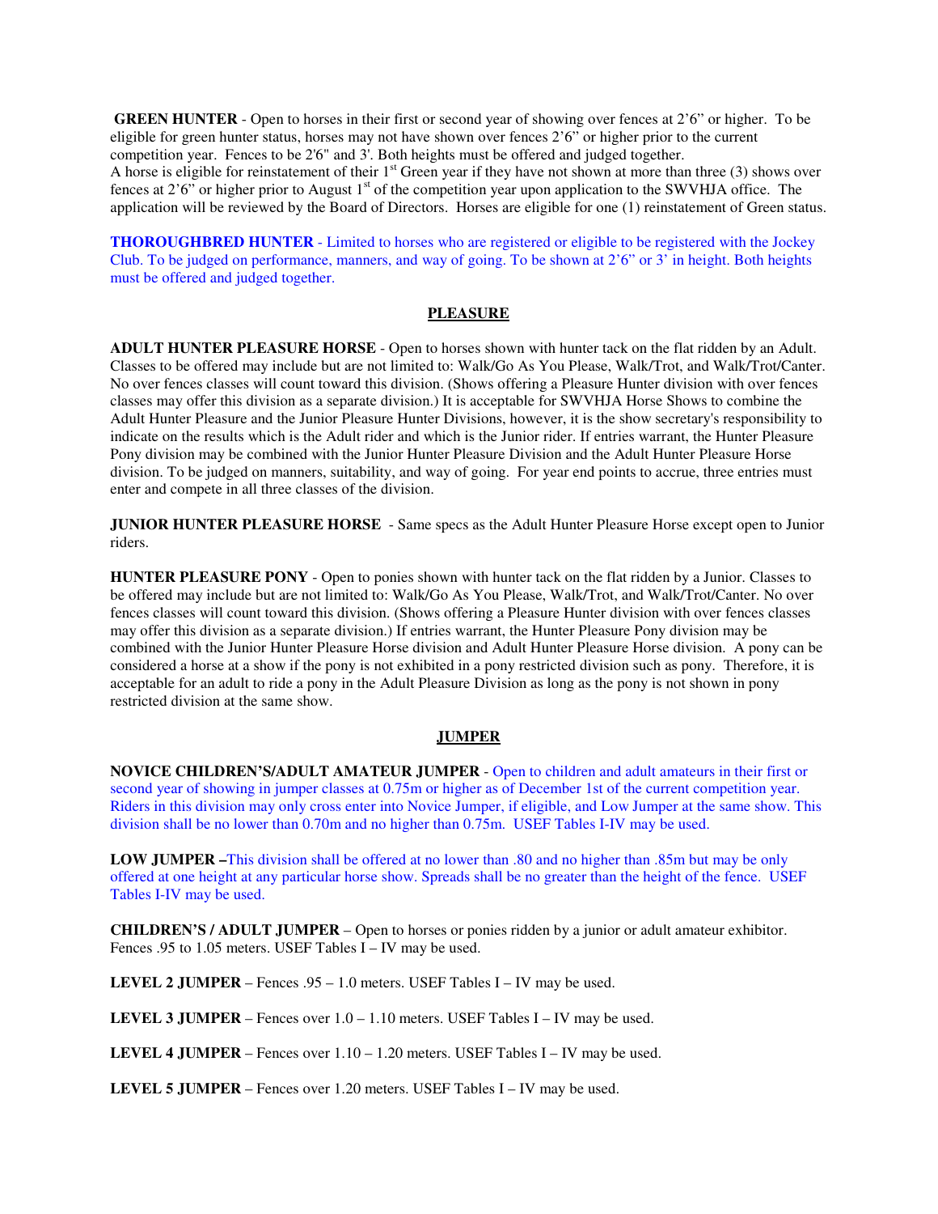**GREEN HUNTER** - Open to horses in their first or second year of showing over fences at 2'6" or higher. To be eligible for green hunter status, horses may not have shown over fences 2'6" or higher prior to the current competition year. Fences to be 2'6" and 3'. Both heights must be offered and judged together.
A horse is eligible for reinstatement of their 1st Green year if they have not shown at more than three (3) shows over fences at 2'6" or higher prior to August 1st of the competition year upon application to the SWVHJA office. The application will be reviewed by the Board of Directors. Horses are eligible for one (1) reinstatement of Green status.

**THOROUGHBRED HUNTER** - Limited to horses who are registered or eligible to be registered with the Jockey Club. To be judged on performance, manners, and way of going. To be shown at 2'6" or 3' in height. Both heights must be offered and judged together.

## PLEASURE

**ADULT HUNTER PLEASURE HORSE** - Open to horses shown with hunter tack on the flat ridden by an Adult. Classes to be offered may include but are not limited to: Walk/Go As You Please, Walk/Trot, and Walk/Trot/Canter. No over fences classes will count toward this division. (Shows offering a Pleasure Hunter division with over fences classes may offer this division as a separate division.) It is acceptable for SWVHJA Horse Shows to combine the Adult Hunter Pleasure and the Junior Pleasure Hunter Divisions, however, it is the show secretary's responsibility to indicate on the results which is the Adult rider and which is the Junior rider. If entries warrant, the Hunter Pleasure Pony division may be combined with the Junior Hunter Pleasure Division and the Adult Hunter Pleasure Horse division. To be judged on manners, suitability, and way of going. For year end points to accrue, three entries must enter and compete in all three classes of the division.

**JUNIOR HUNTER PLEASURE HORSE** - Same specs as the Adult Hunter Pleasure Horse except open to Junior riders.

**HUNTER PLEASURE PONY** - Open to ponies shown with hunter tack on the flat ridden by a Junior. Classes to be offered may include but are not limited to: Walk/Go As You Please, Walk/Trot, and Walk/Trot/Canter. No over fences classes will count toward this division. (Shows offering a Pleasure Hunter division with over fences classes may offer this division as a separate division.) If entries warrant, the Hunter Pleasure Pony division may be combined with the Junior Hunter Pleasure Horse division and Adult Hunter Pleasure Horse division. A pony can be considered a horse at a show if the pony is not exhibited in a pony restricted division such as pony. Therefore, it is acceptable for an adult to ride a pony in the Adult Pleasure Division as long as the pony is not shown in pony restricted division at the same show.

## JUMPER

**NOVICE CHILDREN'S/ADULT AMATEUR JUMPER** - Open to children and adult amateurs in their first or second year of showing in jumper classes at 0.75m or higher as of December 1st of the current competition year. Riders in this division may only cross enter into Novice Jumper, if eligible, and Low Jumper at the same show. This division shall be no lower than 0.70m and no higher than 0.75m. USEF Tables I-IV may be used.

**LOW JUMPER** –This division shall be offered at no lower than .80 and no higher than .85m but may be only offered at one height at any particular horse show. Spreads shall be no greater than the height of the fence. USEF Tables I-IV may be used.

**CHILDREN'S / ADULT JUMPER** – Open to horses or ponies ridden by a junior or adult amateur exhibitor. Fences .95 to 1.05 meters. USEF Tables I – IV may be used.

**LEVEL 2 JUMPER** – Fences .95 – 1.0 meters. USEF Tables I – IV may be used.

**LEVEL 3 JUMPER** – Fences over 1.0 – 1.10 meters. USEF Tables I – IV may be used.

**LEVEL 4 JUMPER** – Fences over 1.10 – 1.20 meters. USEF Tables I – IV may be used.

**LEVEL 5 JUMPER** – Fences over 1.20 meters. USEF Tables I – IV may be used.